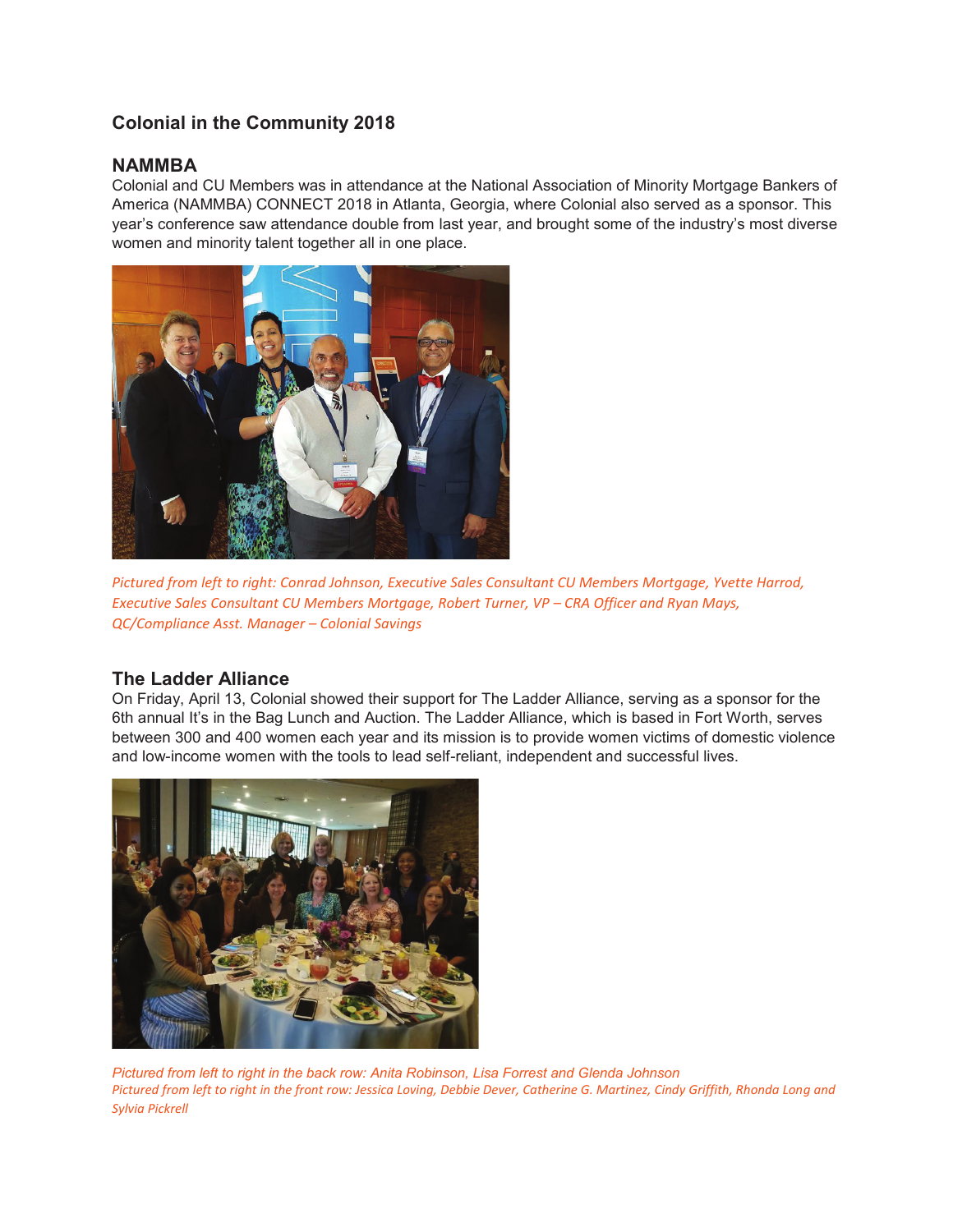## Colonial in the Community 2018

### NAMMBA

Colonial and CU Members was in attendance at the National Association of Minority Mortgage Bankers of America (NAMMBA) CONNECT 2018 in Atlanta, Georgia, where Colonial also served as a sponsor. This year's conference saw attendance double from last year, and brought some of the industry's most diverse women and minority talent together all in one place.

*Pictured from left to right: Conrad Johnson, Executive Sales Consultant CU Members Mortgage, Yvette Harrod, Executive Sales Consultant CU Members Mortgage, Robert Turner, VP – CRA Officer and Ryan Mays, QC/Compliance Asst. Manager – Colonial Savings*

### The Ladder Alliance

On Friday, April 13, Colonial showed their support for The Ladder Alliance, serving as a sponsor for the 6th annual It's in the Bag Lunch and Auction. The Ladder Alliance, which is based in Fort Worth, serves between 300 and 400 women each year and its mission is to provide women victims of domestic violence and low-income women with the tools to lead self-reliant, independent and successful lives.

*Pictured from left to right in the back row: Anita Robinson, Lisa Forrest and Glenda Johnson*
*Pictured from left to right in the front row: Jessica Loving, Debbie Dever, Catherine G. Martinez, Cindy Griffith, Rhonda Long and Sylvia Pickrell*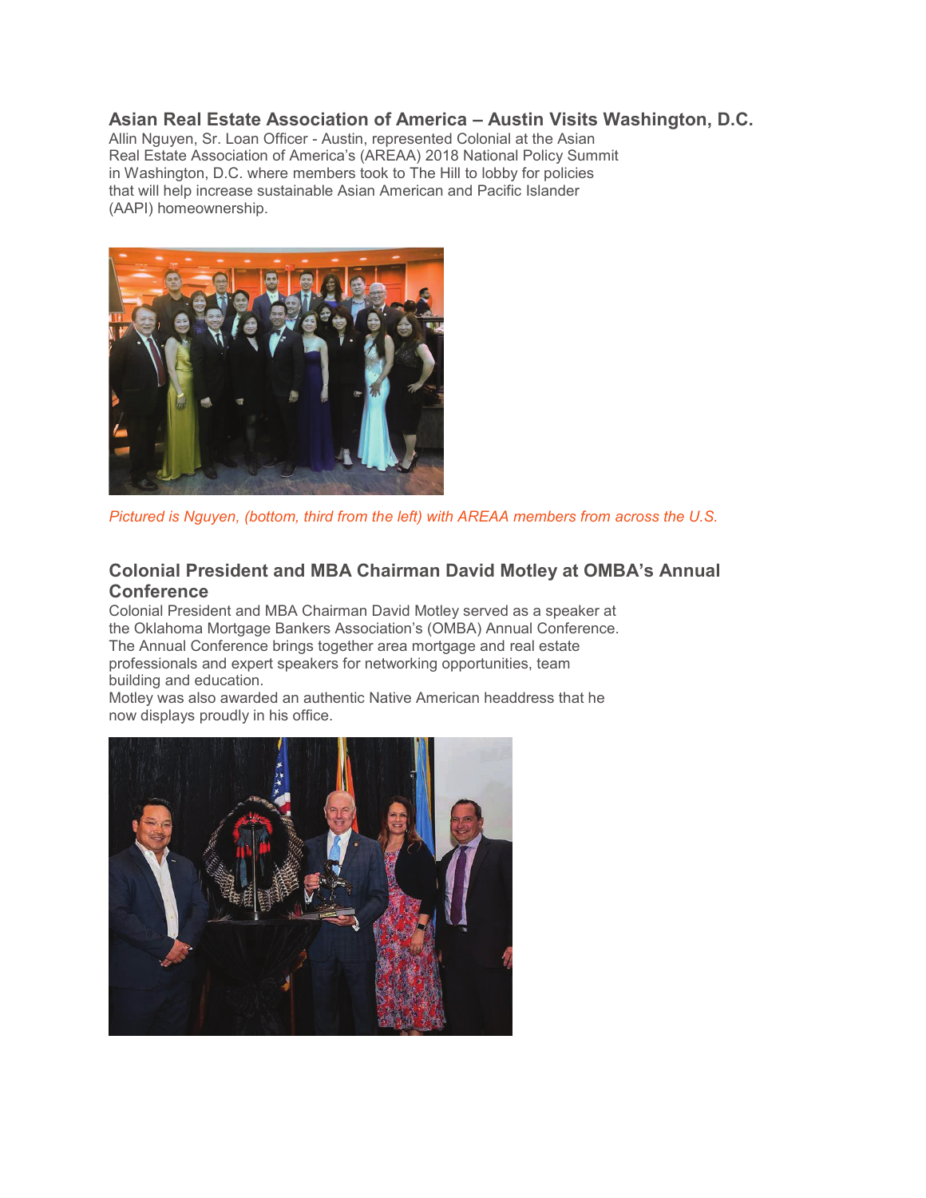### Asian Real Estate Association of America – Austin Visits Washington, D.C.

Allin Nguyen, Sr. Loan Officer - Austin, represented Colonial at the Asian Real Estate Association of America's (AREAA) 2018 National Policy Summit in Washington, D.C. where members took to The Hill to lobby for policies that will help increase sustainable Asian American and Pacific Islander (AAPI) homeownership.

*Pictured is Nguyen, (bottom, third from the left) with AREAA members from across the U.S.*

### Colonial President and MBA Chairman David Motley at OMBA's Annual Conference

Colonial President and MBA Chairman David Motley served as a speaker at the Oklahoma Mortgage Bankers Association's (OMBA) Annual Conference. The Annual Conference brings together area mortgage and real estate professionals and expert speakers for networking opportunities, team building and education.

Motley was also awarded an authentic Native American headdress that he now displays proudly in his office.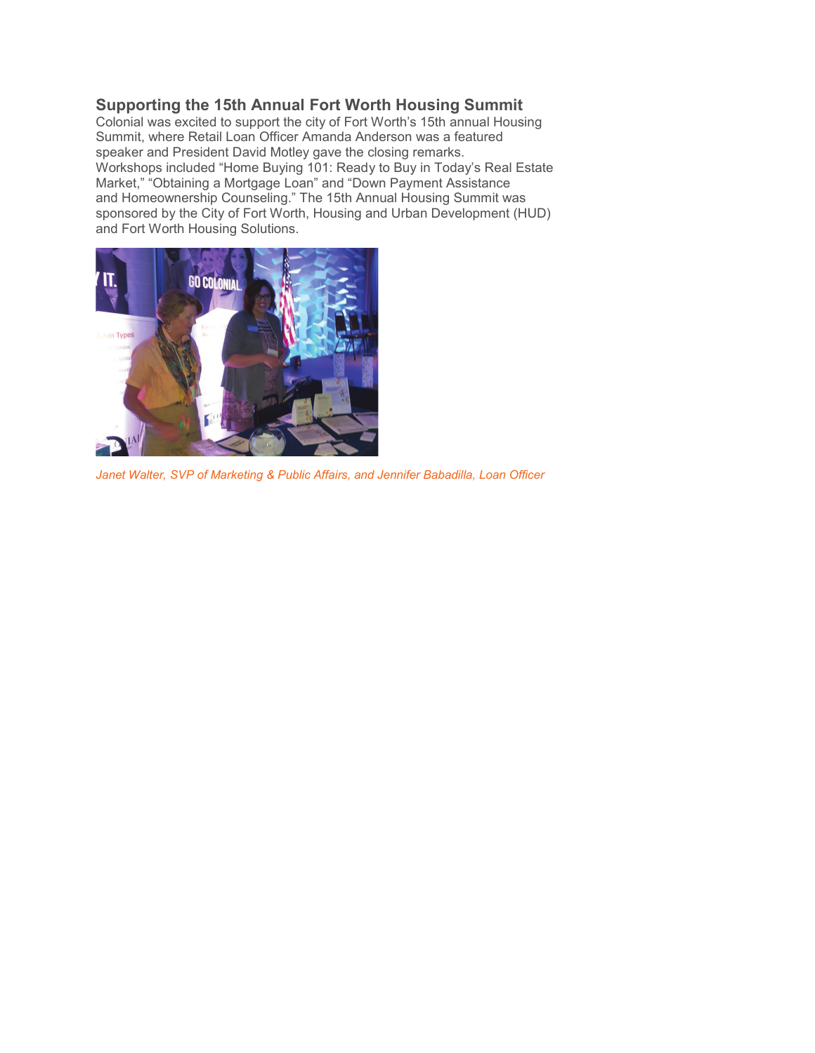## Supporting the 15th Annual Fort Worth Housing Summit

Colonial was excited to support the city of Fort Worth's 15th annual Housing Summit, where Retail Loan Officer Amanda Anderson was a featured speaker and President David Motley gave the closing remarks. Workshops included "Home Buying 101: Ready to Buy in Today's Real Estate Market," "Obtaining a Mortgage Loan" and "Down Payment Assistance and Homeownership Counseling." The 15th Annual Housing Summit was sponsored by the City of Fort Worth, Housing and Urban Development (HUD) and Fort Worth Housing Solutions.

*Janet Walter, SVP of Marketing & Public Affairs, and Jennifer Babadilla, Loan Officer*